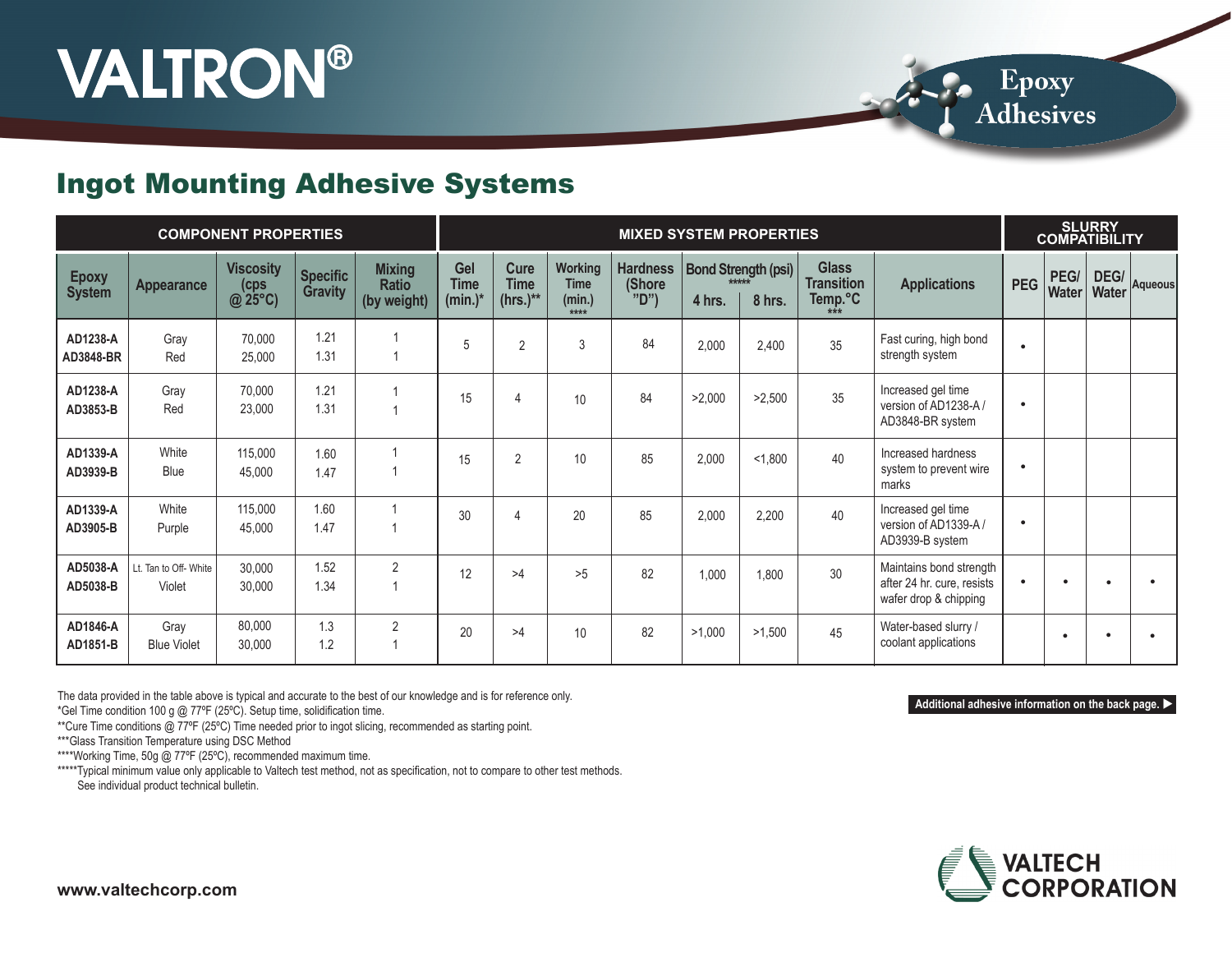# VALTRON®

Epoxy Adhesives

## Ingot Mounting Adhesive Systems

| COMPONENT PROPERTIES | | | | | MIXED SYSTEM PROPERTIES | | | | | | | | SLURRY COMPATIBILITY | | | |
|---|---|---|---|---|---|---|---|---|---|---|---|---|---|---|---|---|
| Epoxy System | Appearance | Viscosity (cps @ 25°C) | Specific Gravity | Mixing Ratio (by weight) | Gel Time (min.)* | Cure Time (hrs.)** | Working Time (min.) **** | Hardness (Shore "D") | Bond Strength (psi) ***** 4 hrs. | Bond Strength (psi) ***** 8 hrs. | Glass Transition Temp.°C *** | Applications | PEG | PEG/ Water | DEG/ Water | Aqueous |
| AD1238-A<br>AD3848-BR | Gray<br>Red | 70,000<br>25,000 | 1.21<br>1.31 | 1<br>1 | 5 | 2 | 3 | 84 | 2,000 | 2,400 | 35 | Fast curing, high bond strength system | • | | | |
| AD1238-A<br>AD3853-B | Gray<br>Red | 70,000<br>23,000 | 1.21<br>1.31 | 1<br>1 | 15 | 4 | 10 | 84 | >2,000 | >2,500 | 35 | Increased gel time version of AD1238-A / AD3848-BR system | • | | | |
| AD1339-A<br>AD3939-B | White<br>Blue | 115,000<br>45,000 | 1.60<br>1.47 | 1<br>1 | 15 | 2 | 10 | 85 | 2,000 | <1,800 | 40 | Increased hardness system to prevent wire marks | • | | | |
| AD1339-A<br>AD3905-B | White<br>Purple | 115,000<br>45,000 | 1.60<br>1.47 | 1<br>1 | 30 | 4 | 20 | 85 | 2,000 | 2,200 | 40 | Increased gel time version of AD1339-A / AD3939-B system | • | | | |
| AD5038-A<br>AD5038-B | Lt. Tan to Off- White<br>Violet | 30,000<br>30,000 | 1.52<br>1.34 | 2<br>1 | 12 | >4 | >5 | 82 | 1,000 | 1,800 | 30 | Maintains bond strength after 24 hr. cure, resists wafer drop & chipping | • | • | • | • |
| AD1846-A<br>AD1851-B | Gray<br>Blue Violet | 80,000<br>30,000 | 1.3<br>1.2 | 2<br>1 | 20 | >4 | 10 | 82 | >1,000 | >1,500 | 45 | Water-based slurry / coolant applications | | • | • | • |

The data provided in the table above is typical and accurate to the best of our knowledge and is for reference only.
*Gel Time condition 100 g @ 77ºF (25ºC). Setup time, solidification time.
**Cure Time conditions @ 77ºF (25ºC) Time needed prior to ingot slicing, recommended as starting point.
***Glass Transition Temperature using DSC Method
****Working Time, 50g @ 77ºF (25ºC), recommended maximum time.
*****Typical minimum value only applicable to Valtech test method, not as specification, not to compare to other test methods.
See individual product technical bulletin.

Additional adhesive information on the back page. ▶

www.valtechcorp.com

VALTECH CORPORATION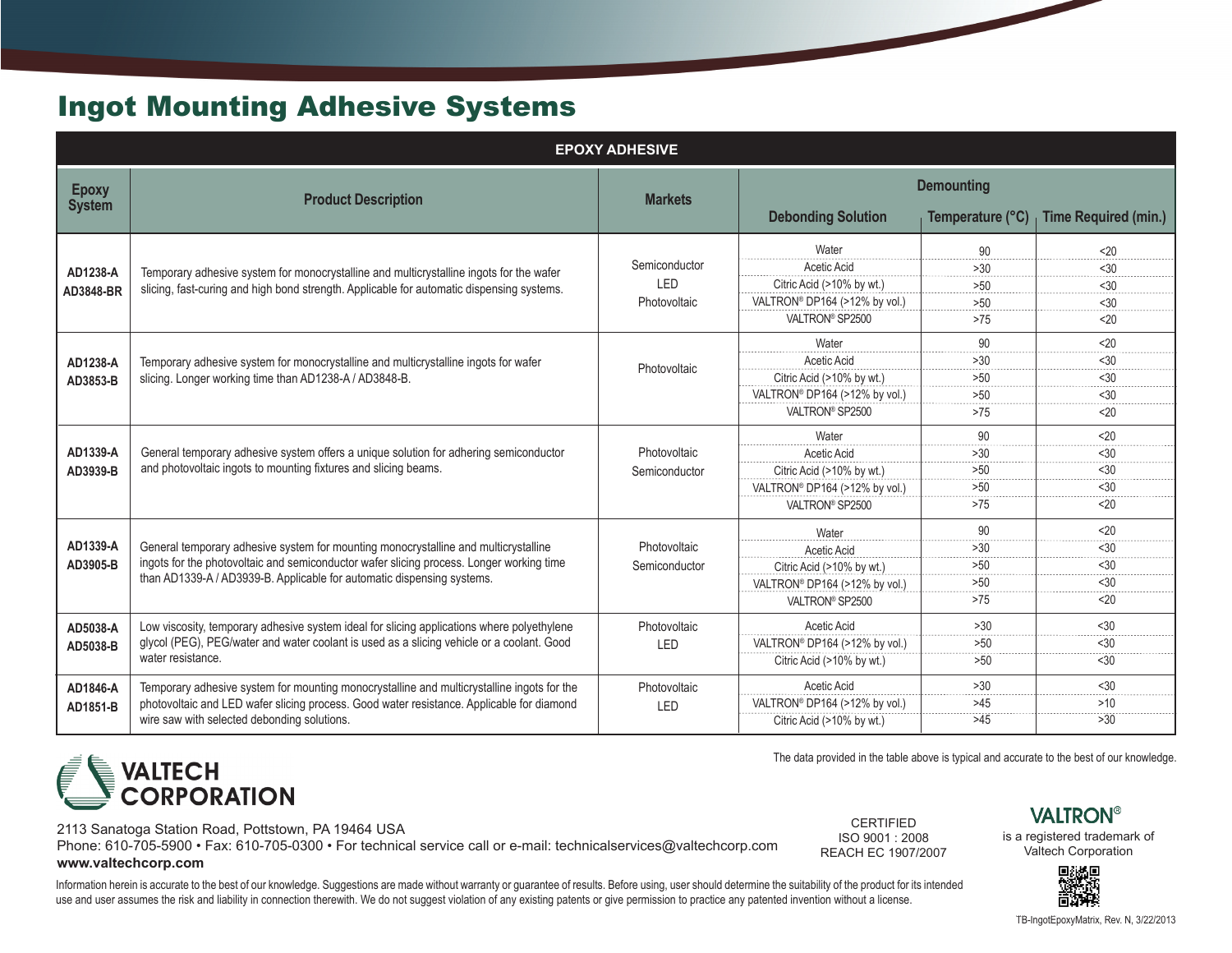# Ingot Mounting Adhesive Systems

| EPOXY ADHESIVE | | | | | |
|---|---|---|---|---|---|
| Epoxy System | Product Description | Markets | Demounting | | |
| | | | Debonding Solution | Temperature (°C) | Time Required (min.) |
| AD1238-A AD3848-BR | Temporary adhesive system for monocrystalline and multicrystalline ingots for the wafer slicing, fast-curing and high bond strength. Applicable for automatic dispensing systems. | Semiconductor LED Photovoltaic | Water | 90 | <20 |
| | | | Acetic Acid | >30 | <30 |
| | | | Citric Acid (>10% by wt.) | >50 | <30 |
| | | | VALTRON® DP164 (>12% by vol.) | >50 | <30 |
| | | | VALTRON® SP2500 | >75 | <20 |
| AD1238-A AD3853-B | Temporary adhesive system for monocrystalline and multicrystalline ingots for wafer slicing. Longer working time than AD1238-A / AD3848-B. | Photovoltaic | Water | 90 | <20 |
| | | | Acetic Acid | >30 | <30 |
| | | | Citric Acid (>10% by wt.) | >50 | <30 |
| | | | VALTRON® DP164 (>12% by vol.) | >50 | <30 |
| | | | VALTRON® SP2500 | >75 | <20 |
| AD1339-A AD3939-B | General temporary adhesive system offers a unique solution for adhering semiconductor and photovoltaic ingots to mounting fixtures and slicing beams. | Photovoltaic Semiconductor | Water | 90 | <20 |
| | | | Acetic Acid | >30 | <30 |
| | | | Citric Acid (>10% by wt.) | >50 | <30 |
| | | | VALTRON® DP164 (>12% by vol.) | >50 | <30 |
| | | | VALTRON® SP2500 | >75 | <20 |
| AD1339-A AD3905-B | General temporary adhesive system for mounting monocrystalline and multicrystalline ingots for the photovoltaic and semiconductor wafer slicing process. Longer working time than AD1339-A / AD3939-B. Applicable for automatic dispensing systems. | Photovoltaic Semiconductor | Water | 90 | <20 |
| | | | Acetic Acid | >30 | <30 |
| | | | Citric Acid (>10% by wt.) | >50 | <30 |
| | | | VALTRON® DP164 (>12% by vol.) | >50 | <30 |
| | | | VALTRON® SP2500 | >75 | <20 |
| AD5038-A AD5038-B | Low viscosity, temporary adhesive system ideal for slicing applications where polyethylene glycol (PEG), PEG/water and water coolant is used as a slicing vehicle or a coolant. Good water resistance. | Photovoltaic LED | Acetic Acid | >30 | <30 |
| | | | VALTRON® DP164 (>12% by vol.) | >50 | <30 |
| | | | Citric Acid (>10% by wt.) | >50 | <30 |
| AD1846-A AD1851-B | Temporary adhesive system for mounting monocrystalline and multicrystalline ingots for the photovoltaic and LED wafer slicing process. Good water resistance. Applicable for diamond wire saw with selected debonding solutions. | Photovoltaic LED | Acetic Acid | >30 | <30 |
| | | | VALTRON® DP164 (>12% by vol.) | >45 | >10 |
| | | | Citric Acid (>10% by wt.) | >45 | >30 |

The data provided in the table above is typical and accurate to the best of our knowledge.

**VALTECH CORPORATION**

2113 Sanatoga Station Road, Pottstown, PA 19464 USA
Phone: 610-705-5900 • Fax: 610-705-0300 • For technical service call or e-mail: technicalservices@valtechcorp.com
**www.valtechcorp.com**

CERTIFIED
ISO 9001 : 2008
REACH EC 1907/2007

**VALTRON®** is a registered trademark of Valtech Corporation

Information herein is accurate to the best of our knowledge. Suggestions are made without warranty or guarantee of results. Before using, user should determine the suitability of the product for its intended use and user assumes the risk and liability in connection therewith. We do not suggest violation of any existing patents or give permission to practice any patented invention without a license.

TB-IngotEpoxyMatrix, Rev. N, 3/22/2013